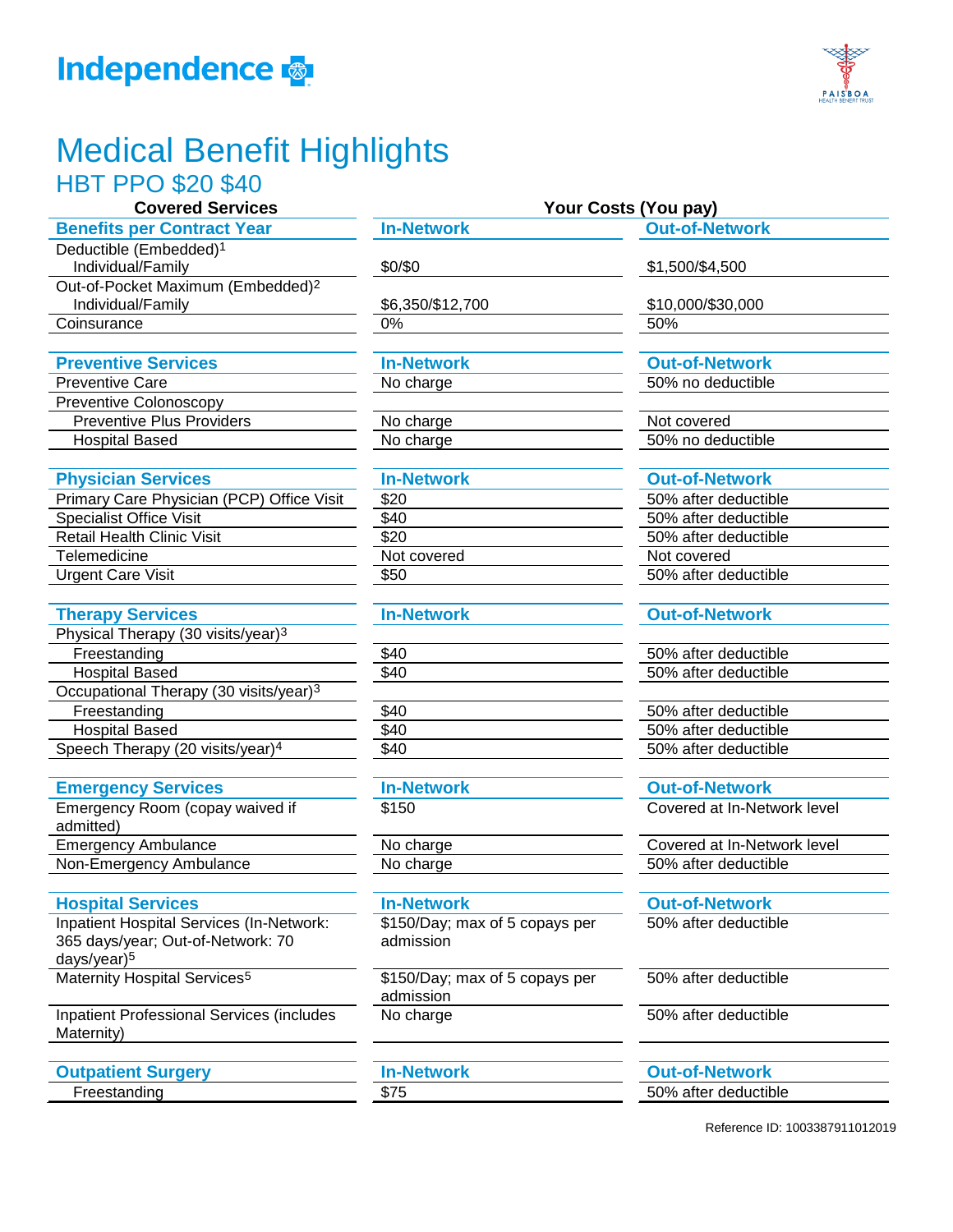Independence

# Medical Benefit Highlights

## HBT PPO $20 $40

| Covered Services | Your Costs (You pay) | |
|---|---|---|
| **Benefits per Contract Year** | **In-Network** | **Out-of-Network** |
| Deductible (Embedded)[1] Individual/Family | $0/$0 | $1,500/$4,500 |
| Out-of-Pocket Maximum (Embedded)[2] Individual/Family | $6,350/$12,700 | $10,000/$30,000 |
| Coinsurance | 0% | 50% |
| **Preventive Services** | **In-Network** | **Out-of-Network** |
| Preventive Care | No charge | 50% no deductible |
| Preventive Colonoscopy | | |
| Preventive Plus Providers | No charge | Not covered |
| Hospital Based | No charge | 50% no deductible |
| **Physician Services** | **In-Network** | **Out-of-Network** |
| Primary Care Physician (PCP) Office Visit | $20 | 50% after deductible |
| Specialist Office Visit | $40 | 50% after deductible |
| Retail Health Clinic Visit | $20 | 50% after deductible |
| Telemedicine | Not covered | Not covered |
| Urgent Care Visit | $50 | 50% after deductible |
| **Therapy Services** | **In-Network** | **Out-of-Network** |
| Physical Therapy (30 visits/year)[3] | | |
| Freestanding | $40 | 50% after deductible |
| Hospital Based | $40 | 50% after deductible |
| Occupational Therapy (30 visits/year)[3] | | |
| Freestanding | $40 | 50% after deductible |
| Hospital Based | $40 | 50% after deductible |
| Speech Therapy (20 visits/year)[4] | $40 | 50% after deductible |
| **Emergency Services** | **In-Network** | **Out-of-Network** |
| Emergency Room (copay waived if admitted) | $150 | Covered at In-Network level |
| Emergency Ambulance | No charge | Covered at In-Network level |
| Non-Emergency Ambulance | No charge | 50% after deductible |
| **Hospital Services** | **In-Network** | **Out-of-Network** |
| Inpatient Hospital Services (In-Network: 365 days/year; Out-of-Network: 70 days/year)[5] | $150/Day; max of 5 copays per admission | 50% after deductible |
| Maternity Hospital Services[5] | $150/Day; max of 5 copays per admission | 50% after deductible |
| Inpatient Professional Services (includes Maternity) | No charge | 50% after deductible |
| **Outpatient Surgery** | **In-Network** | **Out-of-Network** |
| Freestanding | $75 | 50% after deductible |

Reference ID: 1003387911012019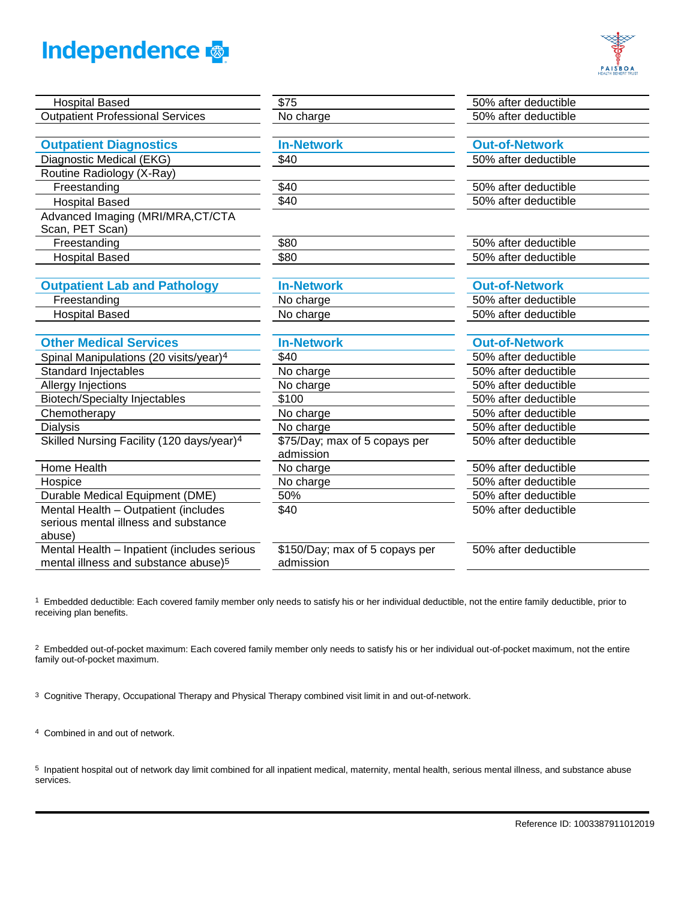| | | |
|---|---|---|
| Hospital Based | $75 | 50% after deductible |
| Outpatient Professional Services | No charge | 50% after deductible |

| Outpatient Diagnostics | In-Network | Out-of-Network |
|---|---|---|
| Diagnostic Medical (EKG) | $40 | 50% after deductible |
| Routine Radiology (X-Ray) | | |
| Freestanding | $40 | 50% after deductible |
| Hospital Based | $40 | 50% after deductible |
| Advanced Imaging (MRI/MRA,CT/CTA Scan, PET Scan) | | |
| Freestanding | $80 | 50% after deductible |
| Hospital Based | $80 | 50% after deductible |

| Outpatient Lab and Pathology | In-Network | Out-of-Network |
|---|---|---|
| Freestanding | No charge | 50% after deductible |
| Hospital Based | No charge | 50% after deductible |

| Other Medical Services | In-Network | Out-of-Network |
|---|---|---|
| Spinal Manipulations (20 visits/year)[4] | $40 | 50% after deductible |
| Standard Injectables | No charge | 50% after deductible |
| Allergy Injections | No charge | 50% after deductible |
| Biotech/Specialty Injectables | $100 | 50% after deductible |
| Chemotherapy | No charge | 50% after deductible |
| Dialysis | No charge | 50% after deductible |
| Skilled Nursing Facility (120 days/year)[4] | $75/Day; max of 5 copays per admission | 50% after deductible |
| Home Health | No charge | 50% after deductible |
| Hospice | No charge | 50% after deductible |
| Durable Medical Equipment (DME) | 50% | 50% after deductible |
| Mental Health – Outpatient (includes serious mental illness and substance abuse) | $40 | 50% after deductible |
| Mental Health – Inpatient (includes serious mental illness and substance abuse)[5] | $150/Day; max of 5 copays per admission | 50% after deductible |

[1] Embedded deductible: Each covered family member only needs to satisfy his or her individual deductible, not the entire family deductible, prior to receiving plan benefits.

[2] Embedded out-of-pocket maximum: Each covered family member only needs to satisfy his or her individual out-of-pocket maximum, not the entire family out-of-pocket maximum.

[3] Cognitive Therapy, Occupational Therapy and Physical Therapy combined visit limit in and out-of-network.

[4] Combined in and out of network.

[5] Inpatient hospital out of network day limit combined for all inpatient medical, maternity, mental health, serious mental illness, and substance abuse services.

Reference ID: 1003387911012019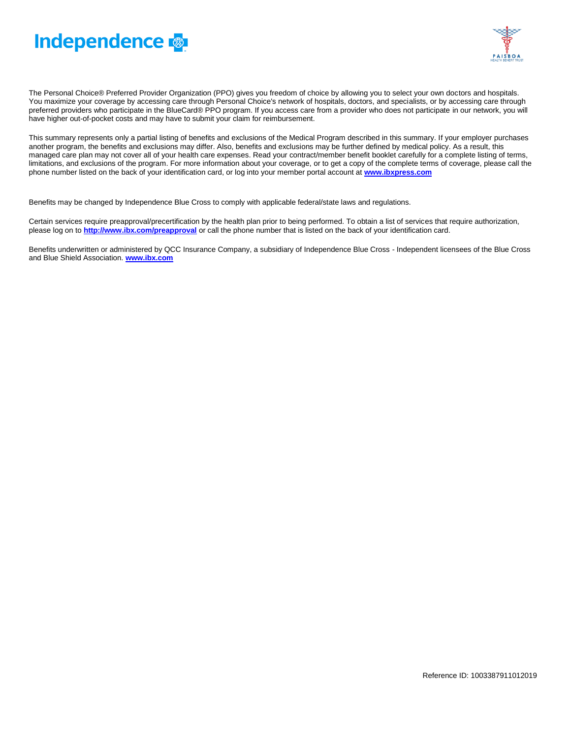The Personal Choice® Preferred Provider Organization (PPO) gives you freedom of choice by allowing you to select your own doctors and hospitals. You maximize your coverage by accessing care through Personal Choice's network of hospitals, doctors, and specialists, or by accessing care through preferred providers who participate in the BlueCard® PPO program. If you access care from a provider who does not participate in our network, you will have higher out-of-pocket costs and may have to submit your claim for reimbursement.

This summary represents only a partial listing of benefits and exclusions of the Medical Program described in this summary. If your employer purchases another program, the benefits and exclusions may differ. Also, benefits and exclusions may be further defined by medical policy. As a result, this managed care plan may not cover all of your health care expenses. Read your contract/member benefit booklet carefully for a complete listing of terms, limitations, and exclusions of the program. For more information about your coverage, or to get a copy of the complete terms of coverage, please call the phone number listed on the back of your identification card, or log into your member portal account at **www.ibxpress.com**

Benefits may be changed by Independence Blue Cross to comply with applicable federal/state laws and regulations.

Certain services require preapproval/precertification by the health plan prior to being performed. To obtain a list of services that require authorization, please log on to **http://www.ibx.com/preapproval** or call the phone number that is listed on the back of your identification card.

Benefits underwritten or administered by QCC Insurance Company, a subsidiary of Independence Blue Cross - Independent licensees of the Blue Cross and Blue Shield Association. **www.ibx.com**

Reference ID: 1003387911012019